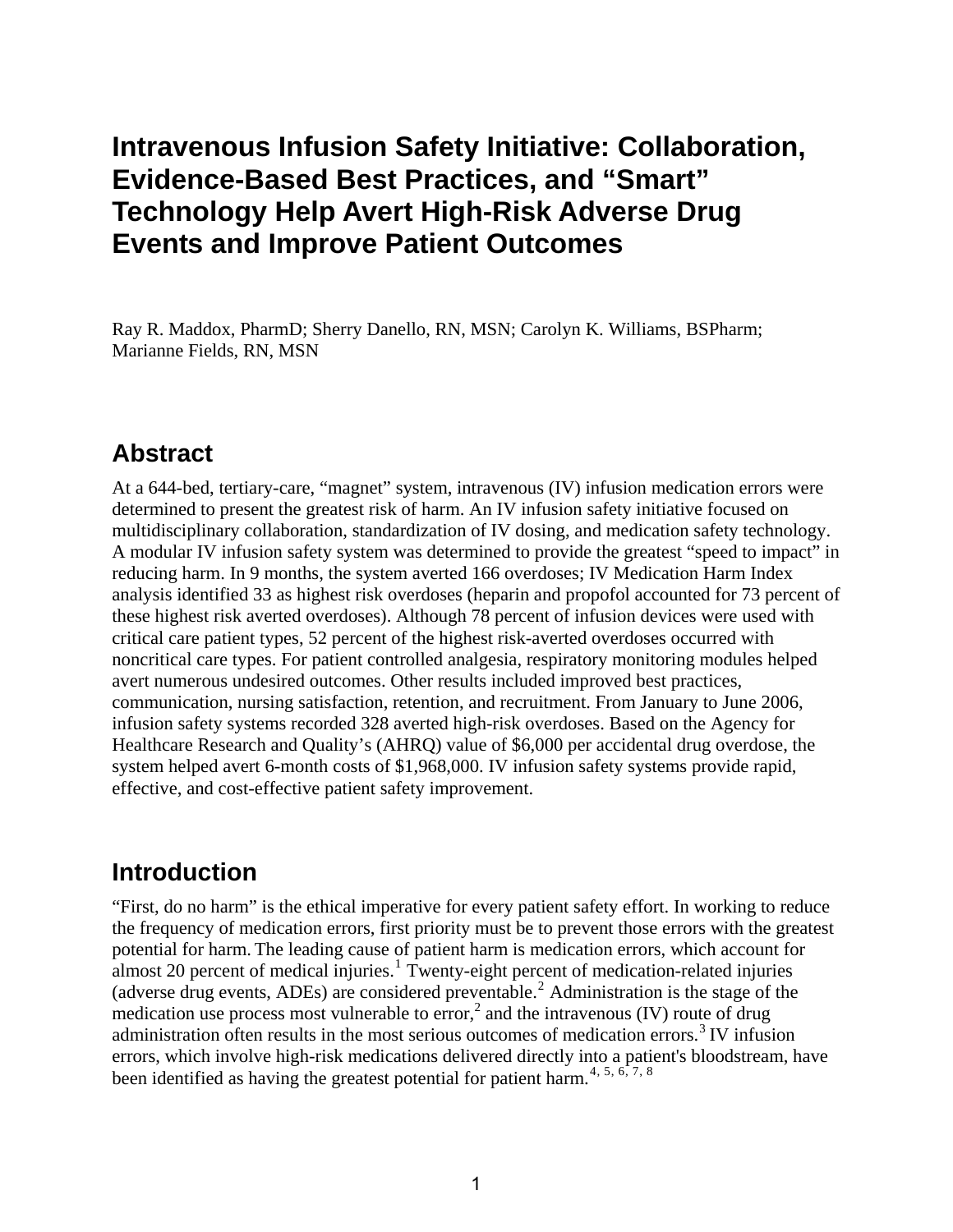# Intravenous Infusion Safety Initiative: Collaboration, Evidence-Based Best Practices, and "Smart" Technology Help Avert High-Risk Adverse Drug Events and Improve Patient Outcomes

Ray R. Maddox, PharmD; Sherry Danello, RN, MSN; Carolyn K. Williams, BSPharm; Marianne Fields, RN, MSN

## Abstract

At a 644-bed, tertiary-care, "magnet" system, intravenous (IV) infusion medication errors were determined to present the greatest risk of harm. An IV infusion safety initiative focused on multidisciplinary collaboration, standardization of IV dosing, and medication safety technology. A modular IV infusion safety system was determined to provide the greatest "speed to impact" in reducing harm. In 9 months, the system averted 166 overdoses; IV Medication Harm Index analysis identified 33 as highest risk overdoses (heparin and propofol accounted for 73 percent of these highest risk averted overdoses). Although 78 percent of infusion devices were used with critical care patient types, 52 percent of the highest risk-averted overdoses occurred with noncritical care types. For patient controlled analgesia, respiratory monitoring modules helped avert numerous undesired outcomes. Other results included improved best practices, communication, nursing satisfaction, retention, and recruitment. From January to June 2006, infusion safety systems recorded 328 averted high-risk overdoses. Based on the Agency for Healthcare Research and Quality's (AHRQ) value of $6,000 per accidental drug overdose, the system helped avert 6-month costs of $1,968,000. IV infusion safety systems provide rapid, effective, and cost-effective patient safety improvement.

## Introduction

"First, do no harm" is the ethical imperative for every patient safety effort. In working to reduce the frequency of medication errors, first priority must be to prevent those errors with the greatest potential for harm. The leading cause of patient harm is medication errors, which account for almost 20 percent of medical injuries.[1] Twenty-eight percent of medication-related injuries (adverse drug events, ADEs) are considered preventable.[2] Administration is the stage of the medication use process most vulnerable to error,[2] and the intravenous (IV) route of drug administration often results in the most serious outcomes of medication errors.[3] IV infusion errors, which involve high-risk medications delivered directly into a patient's bloodstream, have been identified as having the greatest potential for patient harm.[4, 5, 6, 7, 8]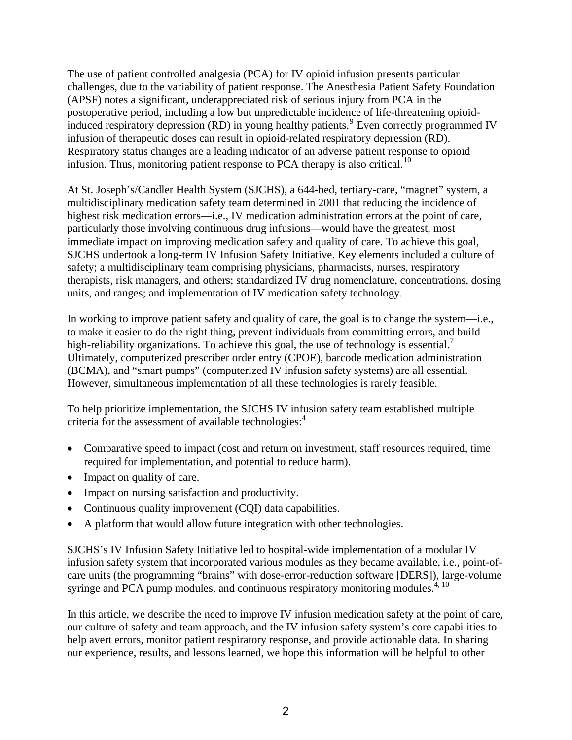The use of patient controlled analgesia (PCA) for IV opioid infusion presents particular challenges, due to the variability of patient response. The Anesthesia Patient Safety Foundation (APSF) notes a significant, underappreciated risk of serious injury from PCA in the postoperative period, including a low but unpredictable incidence of life-threatening opioid-induced respiratory depression (RD) in young healthy patients.[9] Even correctly programmed IV infusion of therapeutic doses can result in opioid-related respiratory depression (RD). Respiratory status changes are a leading indicator of an adverse patient response to opioid infusion. Thus, monitoring patient response to PCA therapy is also critical.[10]

At St. Joseph's/Candler Health System (SJCHS), a 644-bed, tertiary-care, "magnet" system, a multidisciplinary medication safety team determined in 2001 that reducing the incidence of highest risk medication errors—i.e., IV medication administration errors at the point of care, particularly those involving continuous drug infusions—would have the greatest, most immediate impact on improving medication safety and quality of care. To achieve this goal, SJCHS undertook a long-term IV Infusion Safety Initiative. Key elements included a culture of safety; a multidisciplinary team comprising physicians, pharmacists, nurses, respiratory therapists, risk managers, and others; standardized IV drug nomenclature, concentrations, dosing units, and ranges; and implementation of IV medication safety technology.

In working to improve patient safety and quality of care, the goal is to change the system—i.e., to make it easier to do the right thing, prevent individuals from committing errors, and build high-reliability organizations. To achieve this goal, the use of technology is essential.[7] Ultimately, computerized prescriber order entry (CPOE), barcode medication administration (BCMA), and "smart pumps" (computerized IV infusion safety systems) are all essential. However, simultaneous implementation of all these technologies is rarely feasible.

To help prioritize implementation, the SJCHS IV infusion safety team established multiple criteria for the assessment of available technologies:[4]

- Comparative speed to impact (cost and return on investment, staff resources required, time required for implementation, and potential to reduce harm).
- Impact on quality of care.
- Impact on nursing satisfaction and productivity.
- Continuous quality improvement (CQI) data capabilities.
- A platform that would allow future integration with other technologies.

SJCHS's IV Infusion Safety Initiative led to hospital-wide implementation of a modular IV infusion safety system that incorporated various modules as they became available, i.e., point-of-care units (the programming "brains" with dose-error-reduction software [DERS]), large-volume syringe and PCA pump modules, and continuous respiratory monitoring modules.[4, 10]

In this article, we describe the need to improve IV infusion medication safety at the point of care, our culture of safety and team approach, and the IV infusion safety system's core capabilities to help avert errors, monitor patient respiratory response, and provide actionable data. In sharing our experience, results, and lessons learned, we hope this information will be helpful to other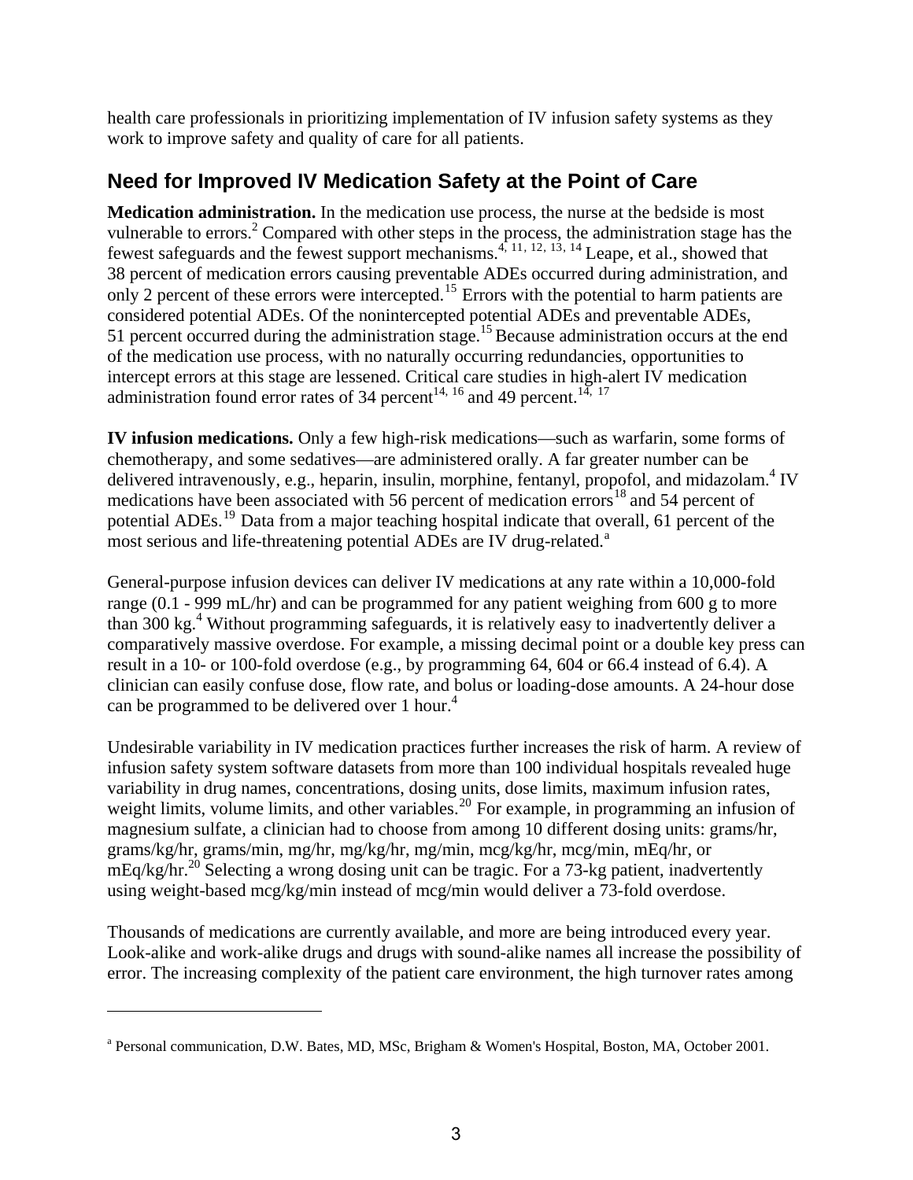health care professionals in prioritizing implementation of IV infusion safety systems as they work to improve safety and quality of care for all patients.

## Need for Improved IV Medication Safety at the Point of Care

**Medication administration.** In the medication use process, the nurse at the bedside is most vulnerable to errors.[2] Compared with other steps in the process, the administration stage has the fewest safeguards and the fewest support mechanisms.[4, 11, 12, 13, 14] Leape, et al., showed that 38 percent of medication errors causing preventable ADEs occurred during administration, and only 2 percent of these errors were intercepted.[15] Errors with the potential to harm patients are considered potential ADEs. Of the nonintercepted potential ADEs and preventable ADEs, 51 percent occurred during the administration stage.[15] Because administration occurs at the end of the medication use process, with no naturally occurring redundancies, opportunities to intercept errors at this stage are lessened. Critical care studies in high-alert IV medication administration found error rates of 34 percent[14, 16] and 49 percent.[14, 17]

**IV infusion medications.** Only a few high-risk medications—such as warfarin, some forms of chemotherapy, and some sedatives—are administered orally. A far greater number can be delivered intravenously, e.g., heparin, insulin, morphine, fentanyl, propofol, and midazolam.[4] IV medications have been associated with 56 percent of medication errors[18] and 54 percent of potential ADEs.[19] Data from a major teaching hospital indicate that overall, 61 percent of the most serious and life-threatening potential ADEs are IV drug-related.[a]

General-purpose infusion devices can deliver IV medications at any rate within a 10,000-fold range (0.1 - 999 mL/hr) and can be programmed for any patient weighing from 600 g to more than 300 kg.[4] Without programming safeguards, it is relatively easy to inadvertently deliver a comparatively massive overdose. For example, a missing decimal point or a double key press can result in a 10- or 100-fold overdose (e.g., by programming 64, 604 or 66.4 instead of 6.4). A clinician can easily confuse dose, flow rate, and bolus or loading-dose amounts. A 24-hour dose can be programmed to be delivered over 1 hour.[4]

Undesirable variability in IV medication practices further increases the risk of harm. A review of infusion safety system software datasets from more than 100 individual hospitals revealed huge variability in drug names, concentrations, dosing units, dose limits, maximum infusion rates, weight limits, volume limits, and other variables.[20] For example, in programming an infusion of magnesium sulfate, a clinician had to choose from among 10 different dosing units: grams/hr, grams/kg/hr, grams/min, mg/hr, mg/kg/hr, mg/min, mcg/kg/hr, mcg/min, mEq/hr, or mEq/kg/hr.[20] Selecting a wrong dosing unit can be tragic. For a 73-kg patient, inadvertently using weight-based mcg/kg/min instead of mcg/min would deliver a 73-fold overdose.

Thousands of medications are currently available, and more are being introduced every year. Look-alike and work-alike drugs and drugs with sound-alike names all increase the possibility of error. The increasing complexity of the patient care environment, the high turnover rates among

---

[a] Personal communication, D.W. Bates, MD, MSc, Brigham & Women's Hospital, Boston, MA, October 2001.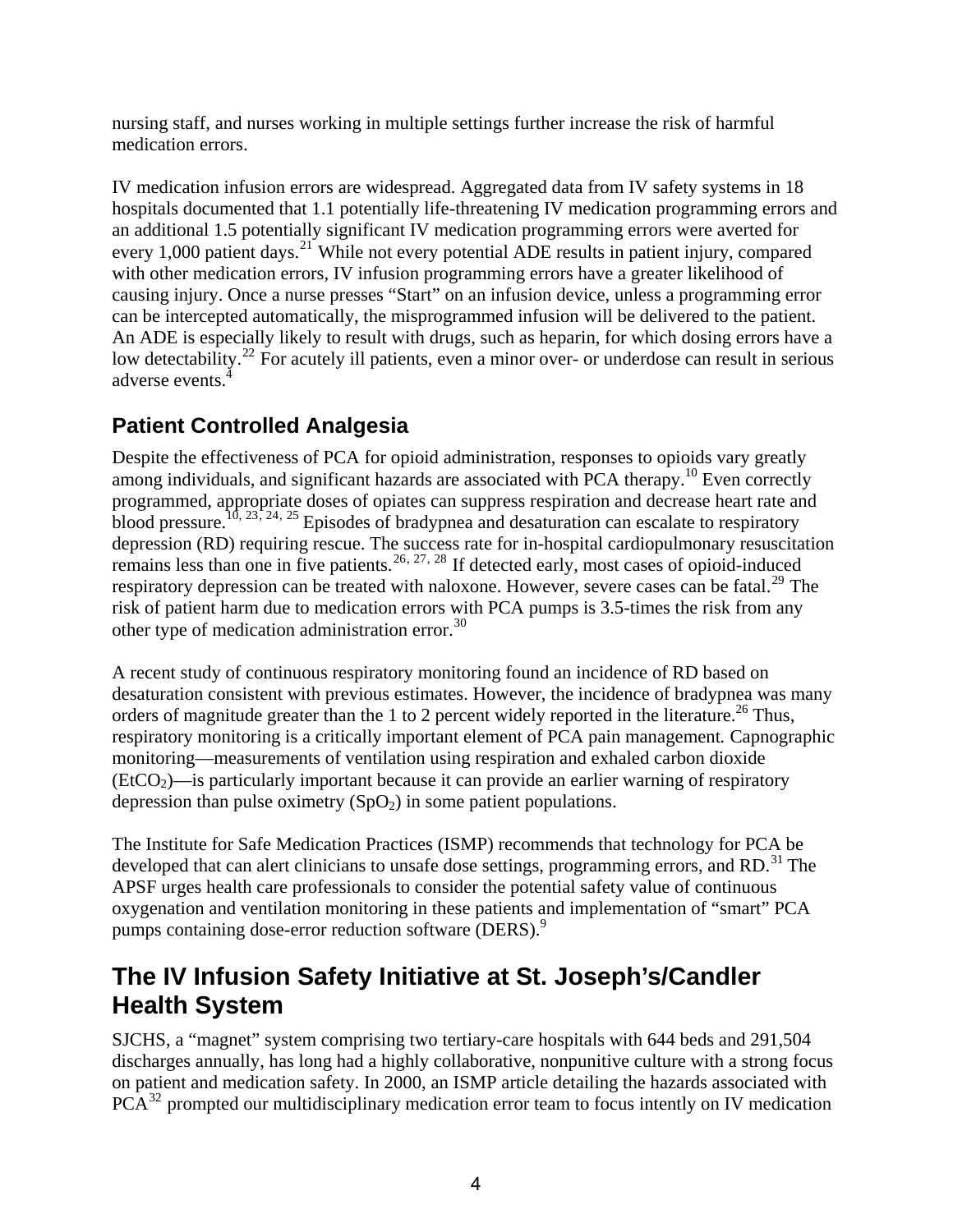nursing staff, and nurses working in multiple settings further increase the risk of harmful medication errors.

IV medication infusion errors are widespread. Aggregated data from IV safety systems in 18 hospitals documented that 1.1 potentially life-threatening IV medication programming errors and an additional 1.5 potentially significant IV medication programming errors were averted for every 1,000 patient days.[21] While not every potential ADE results in patient injury, compared with other medication errors, IV infusion programming errors have a greater likelihood of causing injury. Once a nurse presses "Start" on an infusion device, unless a programming error can be intercepted automatically, the misprogrammed infusion will be delivered to the patient. An ADE is especially likely to result with drugs, such as heparin, for which dosing errors have a low detectability.[22] For acutely ill patients, even a minor over- or underdose can result in serious adverse events.[4]

## Patient Controlled Analgesia

Despite the effectiveness of PCA for opioid administration, responses to opioids vary greatly among individuals, and significant hazards are associated with PCA therapy.[10] Even correctly programmed, appropriate doses of opiates can suppress respiration and decrease heart rate and blood pressure.[10, 23, 24, 25] Episodes of bradypnea and desaturation can escalate to respiratory depression (RD) requiring rescue. The success rate for in-hospital cardiopulmonary resuscitation remains less than one in five patients.[26, 27, 28] If detected early, most cases of opioid-induced respiratory depression can be treated with naloxone. However, severe cases can be fatal.[29] The risk of patient harm due to medication errors with PCA pumps is 3.5-times the risk from any other type of medication administration error.[30]

A recent study of continuous respiratory monitoring found an incidence of RD based on desaturation consistent with previous estimates. However, the incidence of bradypnea was many orders of magnitude greater than the 1 to 2 percent widely reported in the literature.[26] Thus, respiratory monitoring is a critically important element of PCA pain management. Capnographic monitoring—measurements of ventilation using respiration and exhaled carbon dioxide ($EtCO_2$)—is particularly important because it can provide an earlier warning of respiratory depression than pulse oximetry ($SpO_2$) in some patient populations.

The Institute for Safe Medication Practices (ISMP) recommends that technology for PCA be developed that can alert clinicians to unsafe dose settings, programming errors, and RD.[31] The APSF urges health care professionals to consider the potential safety value of continuous oxygenation and ventilation monitoring in these patients and implementation of "smart" PCA pumps containing dose-error reduction software (DERS).[9]

# The IV Infusion Safety Initiative at St. Joseph's/Candler Health System

SJCHS, a "magnet" system comprising two tertiary-care hospitals with 644 beds and 291,504 discharges annually, has long had a highly collaborative, nonpunitive culture with a strong focus on patient and medication safety. In 2000, an ISMP article detailing the hazards associated with PCA[32] prompted our multidisciplinary medication error team to focus intently on IV medication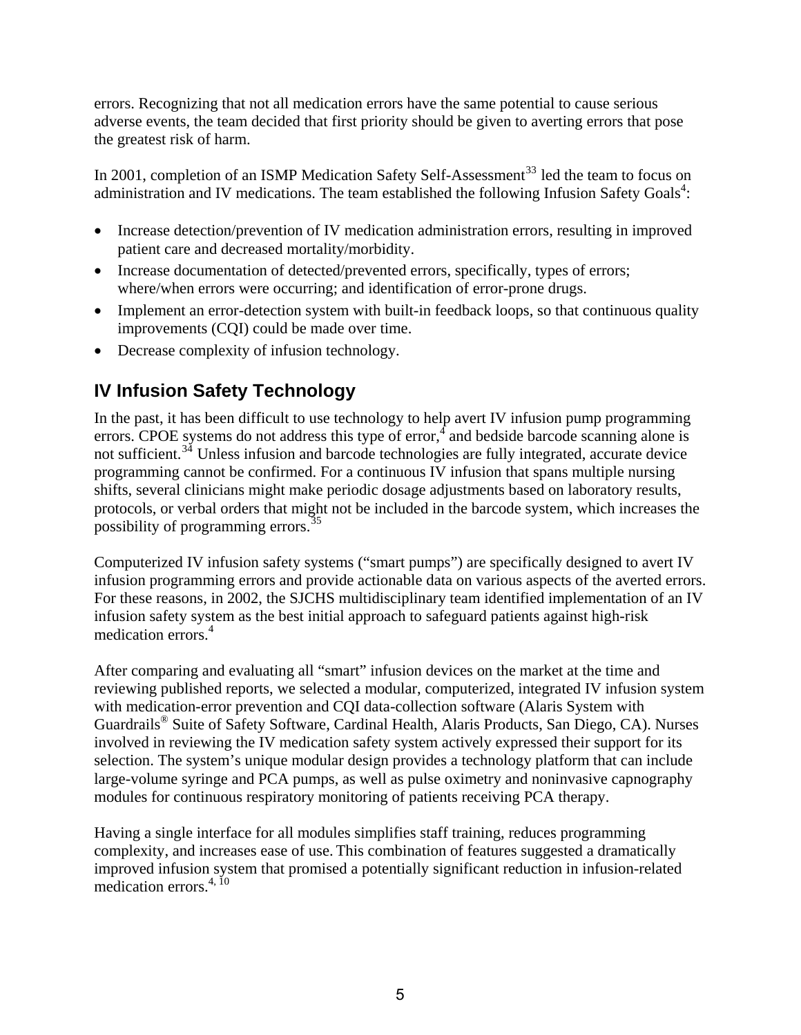errors. Recognizing that not all medication errors have the same potential to cause serious adverse events, the team decided that first priority should be given to averting errors that pose the greatest risk of harm.

In 2001, completion of an ISMP Medication Safety Self-Assessment[33] led the team to focus on administration and IV medications. The team established the following Infusion Safety Goals[4]:

- Increase detection/prevention of IV medication administration errors, resulting in improved patient care and decreased mortality/morbidity.
- Increase documentation of detected/prevented errors, specifically, types of errors; where/when errors were occurring; and identification of error-prone drugs.
- Implement an error-detection system with built-in feedback loops, so that continuous quality improvements (CQI) could be made over time.
- Decrease complexity of infusion technology.

## IV Infusion Safety Technology

In the past, it has been difficult to use technology to help avert IV infusion pump programming errors. CPOE systems do not address this type of error,[4] and bedside barcode scanning alone is not sufficient.[34] Unless infusion and barcode technologies are fully integrated, accurate device programming cannot be confirmed. For a continuous IV infusion that spans multiple nursing shifts, several clinicians might make periodic dosage adjustments based on laboratory results, protocols, or verbal orders that might not be included in the barcode system, which increases the possibility of programming errors.[35]

Computerized IV infusion safety systems ("smart pumps") are specifically designed to avert IV infusion programming errors and provide actionable data on various aspects of the averted errors. For these reasons, in 2002, the SJCHS multidisciplinary team identified implementation of an IV infusion safety system as the best initial approach to safeguard patients against high-risk medication errors.[4]

After comparing and evaluating all "smart" infusion devices on the market at the time and reviewing published reports, we selected a modular, computerized, integrated IV infusion system with medication-error prevention and CQI data-collection software (Alaris System with Guardrails® Suite of Safety Software, Cardinal Health, Alaris Products, San Diego, CA). Nurses involved in reviewing the IV medication safety system actively expressed their support for its selection. The system's unique modular design provides a technology platform that can include large-volume syringe and PCA pumps, as well as pulse oximetry and noninvasive capnography modules for continuous respiratory monitoring of patients receiving PCA therapy.

Having a single interface for all modules simplifies staff training, reduces programming complexity, and increases ease of use. This combination of features suggested a dramatically improved infusion system that promised a potentially significant reduction in infusion-related medication errors.[4, 10]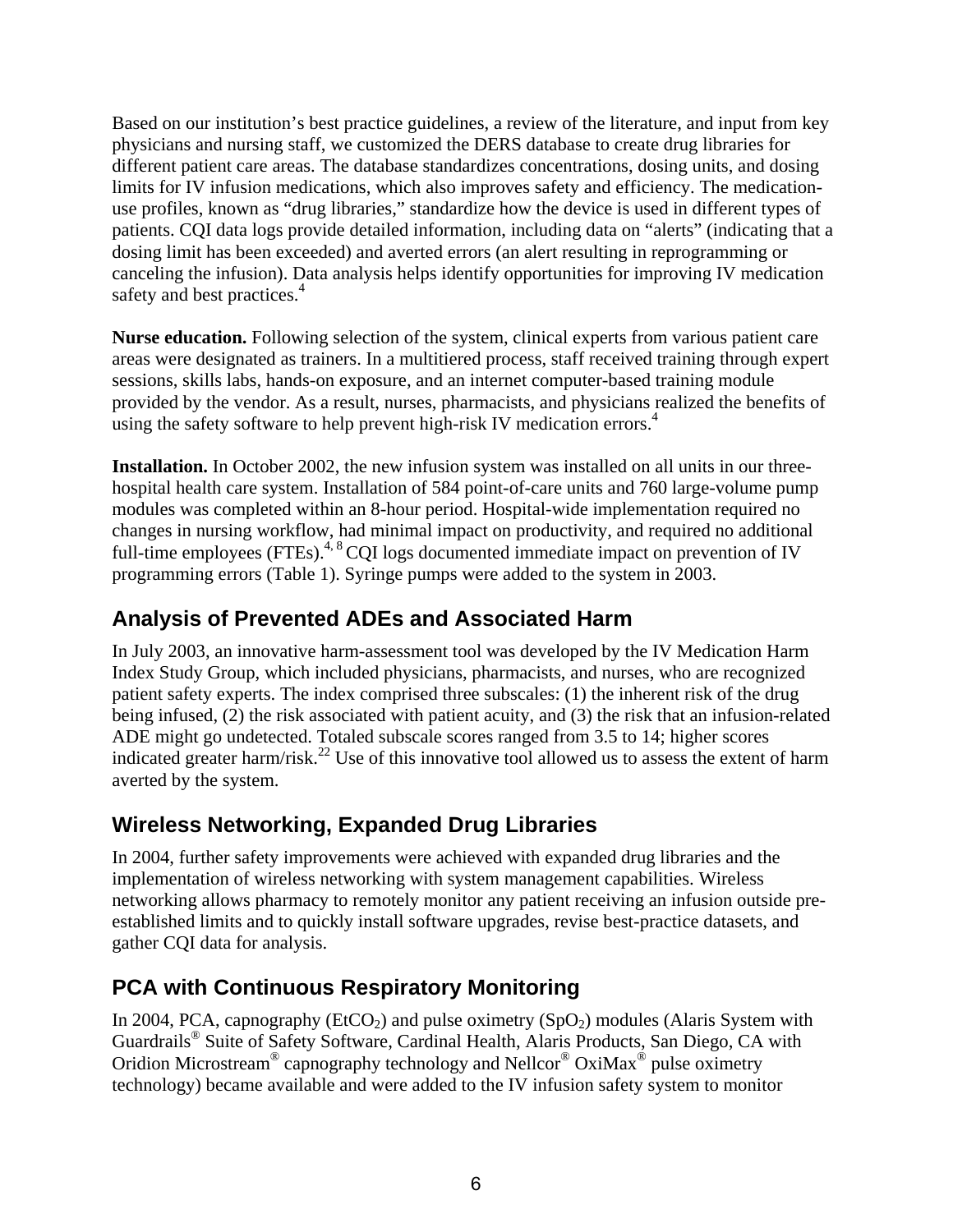Based on our institution's best practice guidelines, a review of the literature, and input from key physicians and nursing staff, we customized the DERS database to create drug libraries for different patient care areas. The database standardizes concentrations, dosing units, and dosing limits for IV infusion medications, which also improves safety and efficiency. The medication-use profiles, known as "drug libraries," standardize how the device is used in different types of patients. CQI data logs provide detailed information, including data on "alerts" (indicating that a dosing limit has been exceeded) and averted errors (an alert resulting in reprogramming or canceling the infusion). Data analysis helps identify opportunities for improving IV medication safety and best practices.[4]

**Nurse education.** Following selection of the system, clinical experts from various patient care areas were designated as trainers. In a multitiered process, staff received training through expert sessions, skills labs, hands-on exposure, and an internet computer-based training module provided by the vendor. As a result, nurses, pharmacists, and physicians realized the benefits of using the safety software to help prevent high-risk IV medication errors.[4]

**Installation.** In October 2002, the new infusion system was installed on all units in our three-hospital health care system. Installation of 584 point-of-care units and 760 large-volume pump modules was completed within an 8-hour period. Hospital-wide implementation required no changes in nursing workflow, had minimal impact on productivity, and required no additional full-time employees (FTEs).[4, 8] CQI logs documented immediate impact on prevention of IV programming errors (Table 1). Syringe pumps were added to the system in 2003.

## Analysis of Prevented ADEs and Associated Harm

In July 2003, an innovative harm-assessment tool was developed by the IV Medication Harm Index Study Group, which included physicians, pharmacists, and nurses, who are recognized patient safety experts. The index comprised three subscales: (1) the inherent risk of the drug being infused, (2) the risk associated with patient acuity, and (3) the risk that an infusion-related ADE might go undetected. Totaled subscale scores ranged from 3.5 to 14; higher scores indicated greater harm/risk.[22] Use of this innovative tool allowed us to assess the extent of harm averted by the system.

## Wireless Networking, Expanded Drug Libraries

In 2004, further safety improvements were achieved with expanded drug libraries and the implementation of wireless networking with system management capabilities. Wireless networking allows pharmacy to remotely monitor any patient receiving an infusion outside pre-established limits and to quickly install software upgrades, revise best-practice datasets, and gather CQI data for analysis.

## PCA with Continuous Respiratory Monitoring

In 2004, PCA, capnography ($EtCO_2$) and pulse oximetry ($SpO_2$) modules (Alaris System with Guardrails® Suite of Safety Software, Cardinal Health, Alaris Products, San Diego, CA with Oridion Microstream® capnography technology and Nellcor® OxiMax® pulse oximetry technology) became available and were added to the IV infusion safety system to monitor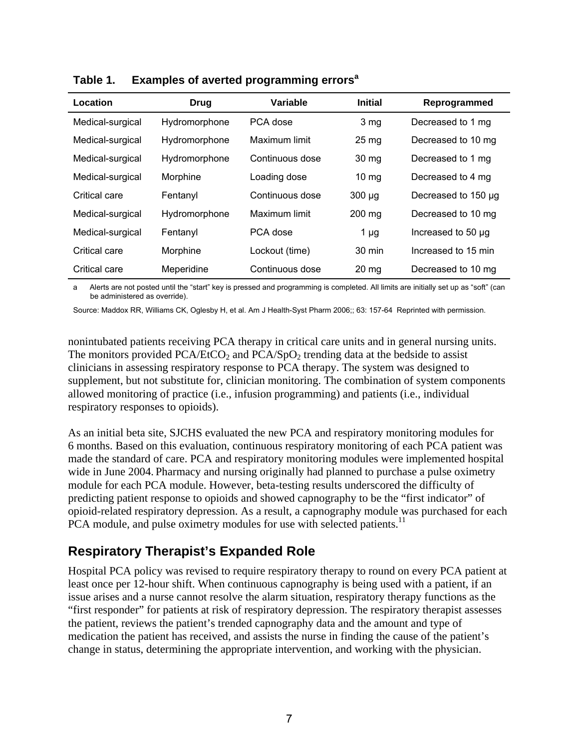**Table 1. Examples of averted programming errors[a]**

| Location | Drug | Variable | Initial | Reprogrammed |
|---|---|---|---|---|
| Medical-surgical | Hydromorphone | PCA dose | 3 mg | Decreased to 1 mg |
| Medical-surgical | Hydromorphone | Maximum limit | 25 mg | Decreased to 10 mg |
| Medical-surgical | Hydromorphone | Continuous dose | 30 mg | Decreased to 1 mg |
| Medical-surgical | Morphine | Loading dose | 10 mg | Decreased to 4 mg |
| Critical care | Fentanyl | Continuous dose | 300 μg | Decreased to 150 μg |
| Medical-surgical | Hydromorphone | Maximum limit | 200 mg | Decreased to 10 mg |
| Medical-surgical | Fentanyl | PCA dose | 1 μg | Increased to 50 μg |
| Critical care | Morphine | Lockout (time) | 30 min | Increased to 15 min |
| Critical care | Meperidine | Continuous dose | 20 mg | Decreased to 10 mg |

a Alerts are not posted until the "start" key is pressed and programming is completed. All limits are initially set up as "soft" (can be administered as override).

Source: Maddox RR, Williams CK, Oglesby H, et al. Am J Health-Syst Pharm 2006;; 63: 157-64 Reprinted with permission.

nonintubated patients receiving PCA therapy in critical care units and in general nursing units. The monitors provided PCA/$EtCO_2$ and PCA/$SpO_2$ trending data at the bedside to assist clinicians in assessing respiratory response to PCA therapy. The system was designed to supplement, but not substitute for, clinician monitoring. The combination of system components allowed monitoring of practice (i.e., infusion programming) and patients (i.e., individual respiratory responses to opioids).

As an initial beta site, SJCHS evaluated the new PCA and respiratory monitoring modules for 6 months. Based on this evaluation, continuous respiratory monitoring of each PCA patient was made the standard of care. PCA and respiratory monitoring modules were implemented hospital wide in June 2004. Pharmacy and nursing originally had planned to purchase a pulse oximetry module for each PCA module. However, beta-testing results underscored the difficulty of predicting patient response to opioids and showed capnography to be the "first indicator" of opioid-related respiratory depression. As a result, a capnography module was purchased for each PCA module, and pulse oximetry modules for use with selected patients.[11]

## Respiratory Therapist's Expanded Role

Hospital PCA policy was revised to require respiratory therapy to round on every PCA patient at least once per 12-hour shift. When continuous capnography is being used with a patient, if an issue arises and a nurse cannot resolve the alarm situation, respiratory therapy functions as the "first responder" for patients at risk of respiratory depression. The respiratory therapist assesses the patient, reviews the patient's trended capnography data and the amount and type of medication the patient has received, and assists the nurse in finding the cause of the patient's change in status, determining the appropriate intervention, and working with the physician.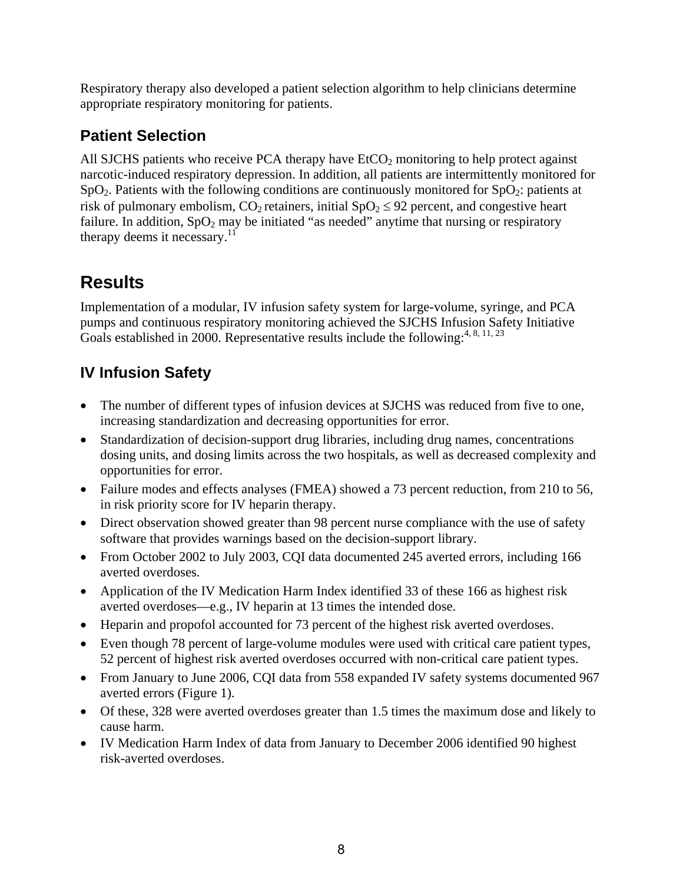Respiratory therapy also developed a patient selection algorithm to help clinicians determine appropriate respiratory monitoring for patients.

## Patient Selection

All SJCHS patients who receive PCA therapy have $EtCO_2$ monitoring to help protect against narcotic-induced respiratory depression. In addition, all patients are intermittently monitored for $SpO_2$. Patients with the following conditions are continuously monitored for $SpO_2$: patients at risk of pulmonary embolism, $CO_2$ retainers, initial $SpO_2 \leq 92$ percent, and congestive heart failure. In addition, $SpO_2$ may be initiated "as needed" anytime that nursing or respiratory therapy deems it necessary.[11]

# Results

Implementation of a modular, IV infusion safety system for large-volume, syringe, and PCA pumps and continuous respiratory monitoring achieved the SJCHS Infusion Safety Initiative Goals established in 2000. Representative results include the following:[4, 8, 11, 23]

## IV Infusion Safety

- The number of different types of infusion devices at SJCHS was reduced from five to one, increasing standardization and decreasing opportunities for error.
- Standardization of decision-support drug libraries, including drug names, concentrations dosing units, and dosing limits across the two hospitals, as well as decreased complexity and opportunities for error.
- Failure modes and effects analyses (FMEA) showed a 73 percent reduction, from 210 to 56, in risk priority score for IV heparin therapy.
- Direct observation showed greater than 98 percent nurse compliance with the use of safety software that provides warnings based on the decision-support library.
- From October 2002 to July 2003, CQI data documented 245 averted errors, including 166 averted overdoses.
- Application of the IV Medication Harm Index identified 33 of these 166 as highest risk averted overdoses—e.g., IV heparin at 13 times the intended dose.
- Heparin and propofol accounted for 73 percent of the highest risk averted overdoses.
- Even though 78 percent of large-volume modules were used with critical care patient types, 52 percent of highest risk averted overdoses occurred with non-critical care patient types.
- From January to June 2006, CQI data from 558 expanded IV safety systems documented 967 averted errors (Figure 1).
- Of these, 328 were averted overdoses greater than 1.5 times the maximum dose and likely to cause harm.
- IV Medication Harm Index of data from January to December 2006 identified 90 highest risk-averted overdoses.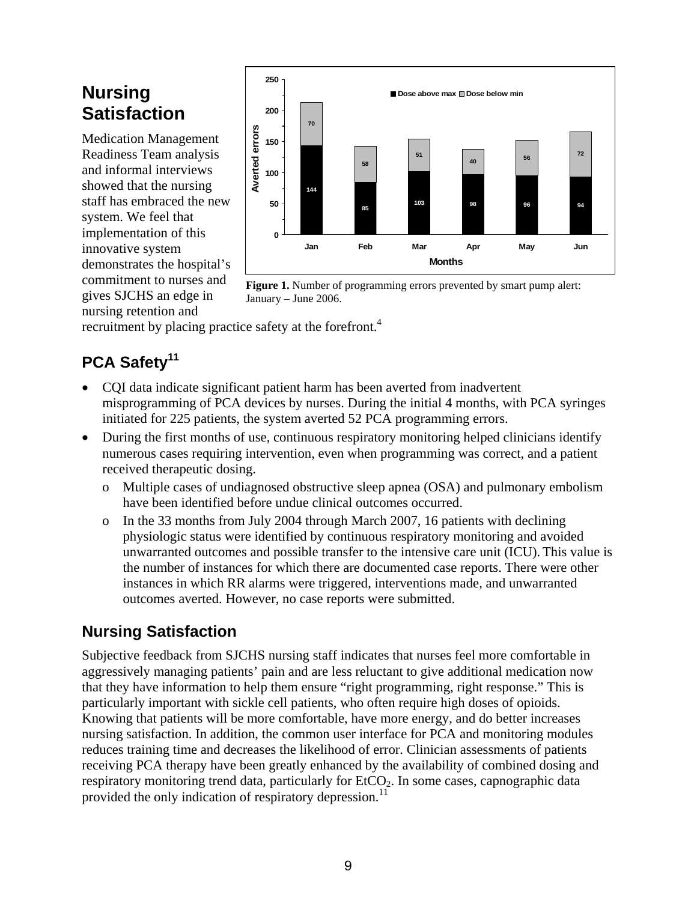## Nursing Satisfaction

Medication Management Readiness Team analysis and informal interviews showed that the nursing staff has embraced the new system. We feel that implementation of this innovative system demonstrates the hospital's commitment to nurses and gives SJCHS an edge in nursing retention and recruitment by placing practice safety at the forefront.[4]

| Months | Dose above max | Dose below min |
| --- | --- | --- |
| Jan | 144 | 70 |
| Feb | 85 | 58 |
| Mar | 103 | 51 |
| Apr | 98 | 40 |
| May | 96 | 56 |
| Jun | 94 | 72 |

**Figure 1.** Number of programming errors prevented by smart pump alert: January – June 2006.

## PCA Safety[11]

- CQI data indicate significant patient harm has been averted from inadvertent misprogramming of PCA devices by nurses. During the initial 4 months, with PCA syringes initiated for 225 patients, the system averted 52 PCA programming errors.
- During the first months of use, continuous respiratory monitoring helped clinicians identify numerous cases requiring intervention, even when programming was correct, and a patient received therapeutic dosing.
  - Multiple cases of undiagnosed obstructive sleep apnea (OSA) and pulmonary embolism have been identified before undue clinical outcomes occurred.
  - In the 33 months from July 2004 through March 2007, 16 patients with declining physiologic status were identified by continuous respiratory monitoring and avoided unwarranted outcomes and possible transfer to the intensive care unit (ICU). This value is the number of instances for which there are documented case reports. There were other instances in which RR alarms were triggered, interventions made, and unwarranted outcomes averted. However, no case reports were submitted.

## Nursing Satisfaction

Subjective feedback from SJCHS nursing staff indicates that nurses feel more comfortable in aggressively managing patients' pain and are less reluctant to give additional medication now that they have information to help them ensure "right programming, right response." This is particularly important with sickle cell patients, who often require high doses of opioids. Knowing that patients will be more comfortable, have more energy, and do better increases nursing satisfaction. In addition, the common user interface for PCA and monitoring modules reduces training time and decreases the likelihood of error. Clinician assessments of patients receiving PCA therapy have been greatly enhanced by the availability of combined dosing and respiratory monitoring trend data, particularly for $EtCO_2$. In some cases, capnographic data provided the only indication of respiratory depression.[11]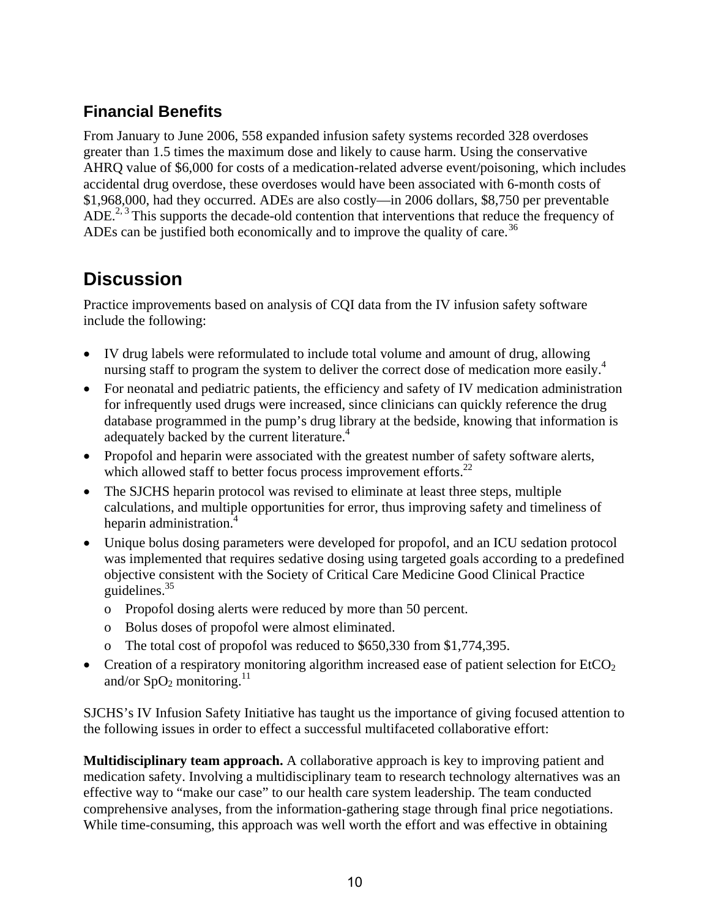## Financial Benefits

From January to June 2006, 558 expanded infusion safety systems recorded 328 overdoses greater than 1.5 times the maximum dose and likely to cause harm. Using the conservative AHRQ value of $6,000 for costs of a medication-related adverse event/poisoning, which includes accidental drug overdose, these overdoses would have been associated with 6-month costs of $1,968,000, had they occurred. ADEs are also costly—in 2006 dollars, $8,750 per preventable ADE.[2, 3] This supports the decade-old contention that interventions that reduce the frequency of ADEs can be justified both economically and to improve the quality of care.[36]

# Discussion

Practice improvements based on analysis of CQI data from the IV infusion safety software include the following:

- IV drug labels were reformulated to include total volume and amount of drug, allowing nursing staff to program the system to deliver the correct dose of medication more easily.[4]
- For neonatal and pediatric patients, the efficiency and safety of IV medication administration for infrequently used drugs were increased, since clinicians can quickly reference the drug database programmed in the pump's drug library at the bedside, knowing that information is adequately backed by the current literature.[4]
- Propofol and heparin were associated with the greatest number of safety software alerts, which allowed staff to better focus process improvement efforts.[22]
- The SJCHS heparin protocol was revised to eliminate at least three steps, multiple calculations, and multiple opportunities for error, thus improving safety and timeliness of heparin administration.[4]
- Unique bolus dosing parameters were developed for propofol, and an ICU sedation protocol was implemented that requires sedative dosing using targeted goals according to a predefined objective consistent with the Society of Critical Care Medicine Good Clinical Practice guidelines.[35]
  - Propofol dosing alerts were reduced by more than 50 percent.
  - Bolus doses of propofol were almost eliminated.
  - The total cost of propofol was reduced to $650,330 from $1,774,395.
- Creation of a respiratory monitoring algorithm increased ease of patient selection for $EtCO_2$ and/or $SpO_2$ monitoring.[11]

SJCHS's IV Infusion Safety Initiative has taught us the importance of giving focused attention to the following issues in order to effect a successful multifaceted collaborative effort:

**Multidisciplinary team approach.** A collaborative approach is key to improving patient and medication safety. Involving a multidisciplinary team to research technology alternatives was an effective way to "make our case" to our health care system leadership. The team conducted comprehensive analyses, from the information-gathering stage through final price negotiations. While time-consuming, this approach was well worth the effort and was effective in obtaining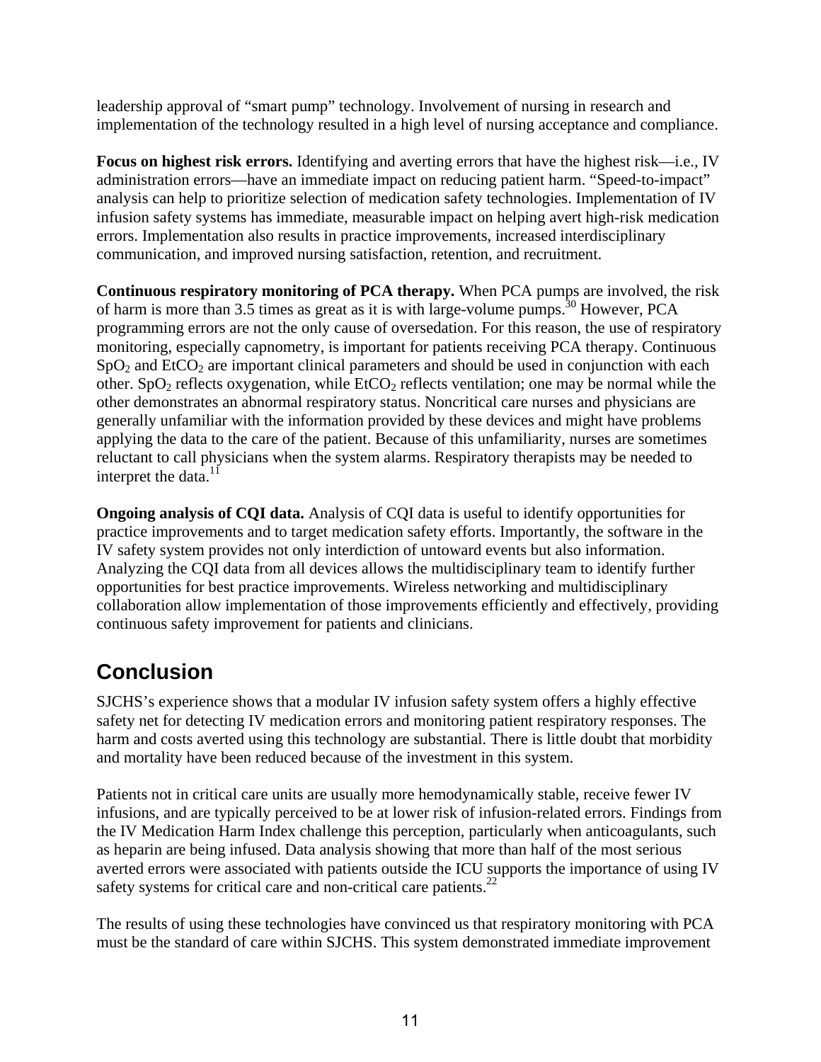leadership approval of “smart pump” technology. Involvement of nursing in research and implementation of the technology resulted in a high level of nursing acceptance and compliance.

**Focus on highest risk errors.** Identifying and averting errors that have the highest risk—i.e., IV administration errors—have an immediate impact on reducing patient harm. “Speed-to-impact” analysis can help to prioritize selection of medication safety technologies. Implementation of IV infusion safety systems has immediate, measurable impact on helping avert high-risk medication errors. Implementation also results in practice improvements, increased interdisciplinary communication, and improved nursing satisfaction, retention, and recruitment.

**Continuous respiratory monitoring of PCA therapy.** When PCA pumps are involved, the risk of harm is more than 3.5 times as great as it is with large-volume pumps.[30] However, PCA programming errors are not the only cause of oversedation. For this reason, the use of respiratory monitoring, especially capnometry, is important for patients receiving PCA therapy. Continuous $SpO_2$ and $EtCO_2$ are important clinical parameters and should be used in conjunction with each other. $SpO_2$ reflects oxygenation, while $EtCO_2$ reflects ventilation; one may be normal while the other demonstrates an abnormal respiratory status. Noncritical care nurses and physicians are generally unfamiliar with the information provided by these devices and might have problems applying the data to the care of the patient. Because of this unfamiliarity, nurses are sometimes reluctant to call physicians when the system alarms. Respiratory therapists may be needed to interpret the data.[11]

**Ongoing analysis of CQI data.** Analysis of CQI data is useful to identify opportunities for practice improvements and to target medication safety efforts. Importantly, the software in the IV safety system provides not only interdiction of untoward events but also information. Analyzing the CQI data from all devices allows the multidisciplinary team to identify further opportunities for best practice improvements. Wireless networking and multidisciplinary collaboration allow implementation of those improvements efficiently and effectively, providing continuous safety improvement for patients and clinicians.

## Conclusion

SJCHS’s experience shows that a modular IV infusion safety system offers a highly effective safety net for detecting IV medication errors and monitoring patient respiratory responses. The harm and costs averted using this technology are substantial. There is little doubt that morbidity and mortality have been reduced because of the investment in this system.

Patients not in critical care units are usually more hemodynamically stable, receive fewer IV infusions, and are typically perceived to be at lower risk of infusion-related errors. Findings from the IV Medication Harm Index challenge this perception, particularly when anticoagulants, such as heparin are being infused. Data analysis showing that more than half of the most serious averted errors were associated with patients outside the ICU supports the importance of using IV safety systems for critical care and non-critical care patients.[22]

The results of using these technologies have convinced us that respiratory monitoring with PCA must be the standard of care within SJCHS. This system demonstrated immediate improvement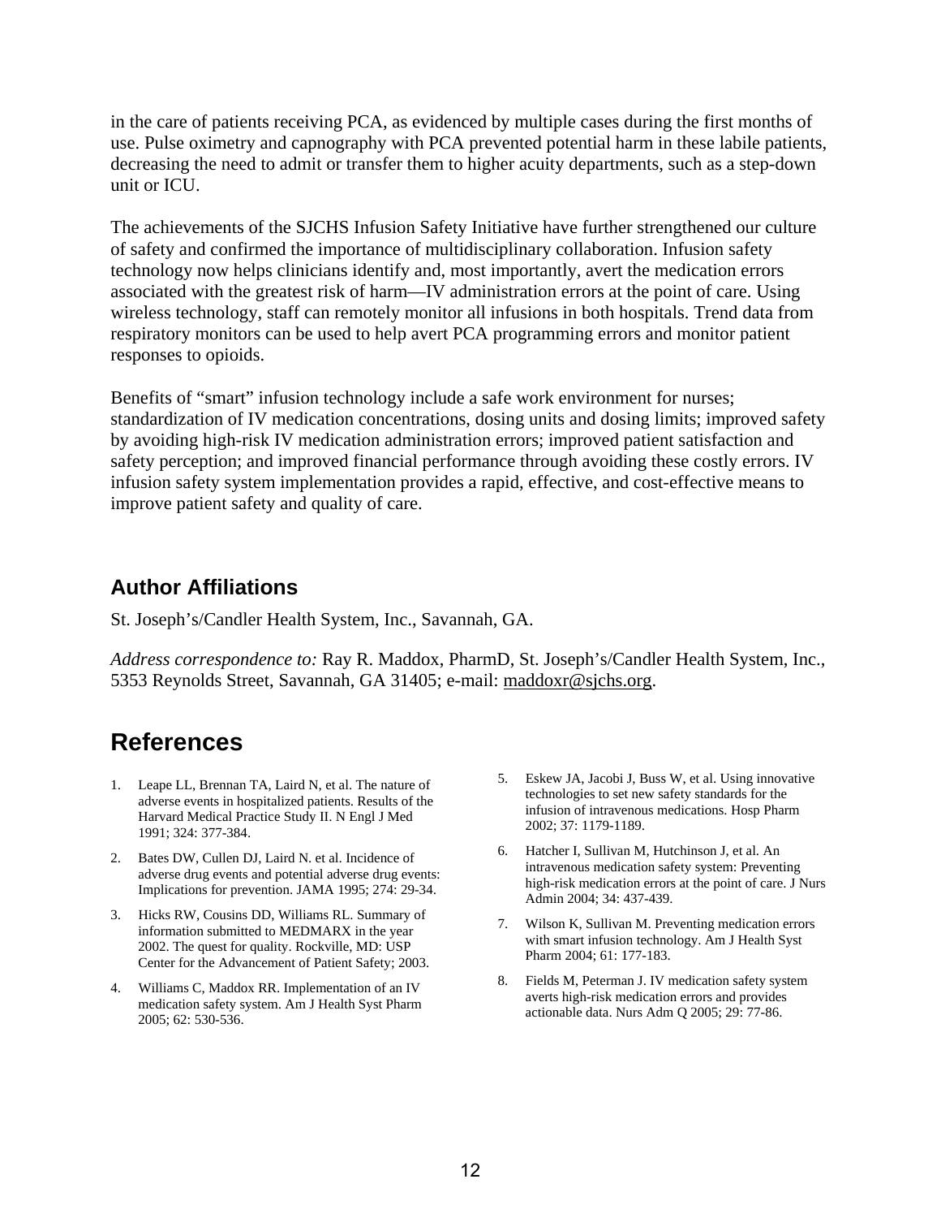in the care of patients receiving PCA, as evidenced by multiple cases during the first months of use. Pulse oximetry and capnography with PCA prevented potential harm in these labile patients, decreasing the need to admit or transfer them to higher acuity departments, such as a step-down unit or ICU.

The achievements of the SJCHS Infusion Safety Initiative have further strengthened our culture of safety and confirmed the importance of multidisciplinary collaboration. Infusion safety technology now helps clinicians identify and, most importantly, avert the medication errors associated with the greatest risk of harm—IV administration errors at the point of care. Using wireless technology, staff can remotely monitor all infusions in both hospitals. Trend data from respiratory monitors can be used to help avert PCA programming errors and monitor patient responses to opioids.

Benefits of "smart" infusion technology include a safe work environment for nurses; standardization of IV medication concentrations, dosing units and dosing limits; improved safety by avoiding high-risk IV medication administration errors; improved patient satisfaction and safety perception; and improved financial performance through avoiding these costly errors. IV infusion safety system implementation provides a rapid, effective, and cost-effective means to improve patient safety and quality of care.

### Author Affiliations

St. Joseph's/Candler Health System, Inc., Savannah, GA.

*Address correspondence to:* Ray R. Maddox, PharmD, St. Joseph's/Candler Health System, Inc., 5353 Reynolds Street, Savannah, GA 31405; e-mail: maddoxr@sjchs.org.

## References

1. Leape LL, Brennan TA, Laird N, et al. The nature of adverse events in hospitalized patients. Results of the Harvard Medical Practice Study II. N Engl J Med 1991; 324: 377-384.
2. Bates DW, Cullen DJ, Laird N. et al. Incidence of adverse drug events and potential adverse drug events: Implications for prevention. JAMA 1995; 274: 29-34.
3. Hicks RW, Cousins DD, Williams RL. Summary of information submitted to MEDMARX in the year 2002. The quest for quality. Rockville, MD: USP Center for the Advancement of Patient Safety; 2003.
4. Williams C, Maddox RR. Implementation of an IV medication safety system. Am J Health Syst Pharm 2005; 62: 530-536.
5. Eskew JA, Jacobi J, Buss W, et al. Using innovative technologies to set new safety standards for the infusion of intravenous medications. Hosp Pharm 2002; 37: 1179-1189.
6. Hatcher I, Sullivan M, Hutchinson J, et al. An intravenous medication safety system: Preventing high-risk medication errors at the point of care. J Nurs Admin 2004; 34: 437-439.
7. Wilson K, Sullivan M. Preventing medication errors with smart infusion technology. Am J Health Syst Pharm 2004; 61: 177-183.
8. Fields M, Peterman J. IV medication safety system averts high-risk medication errors and provides actionable data. Nurs Adm Q 2005; 29: 77-86.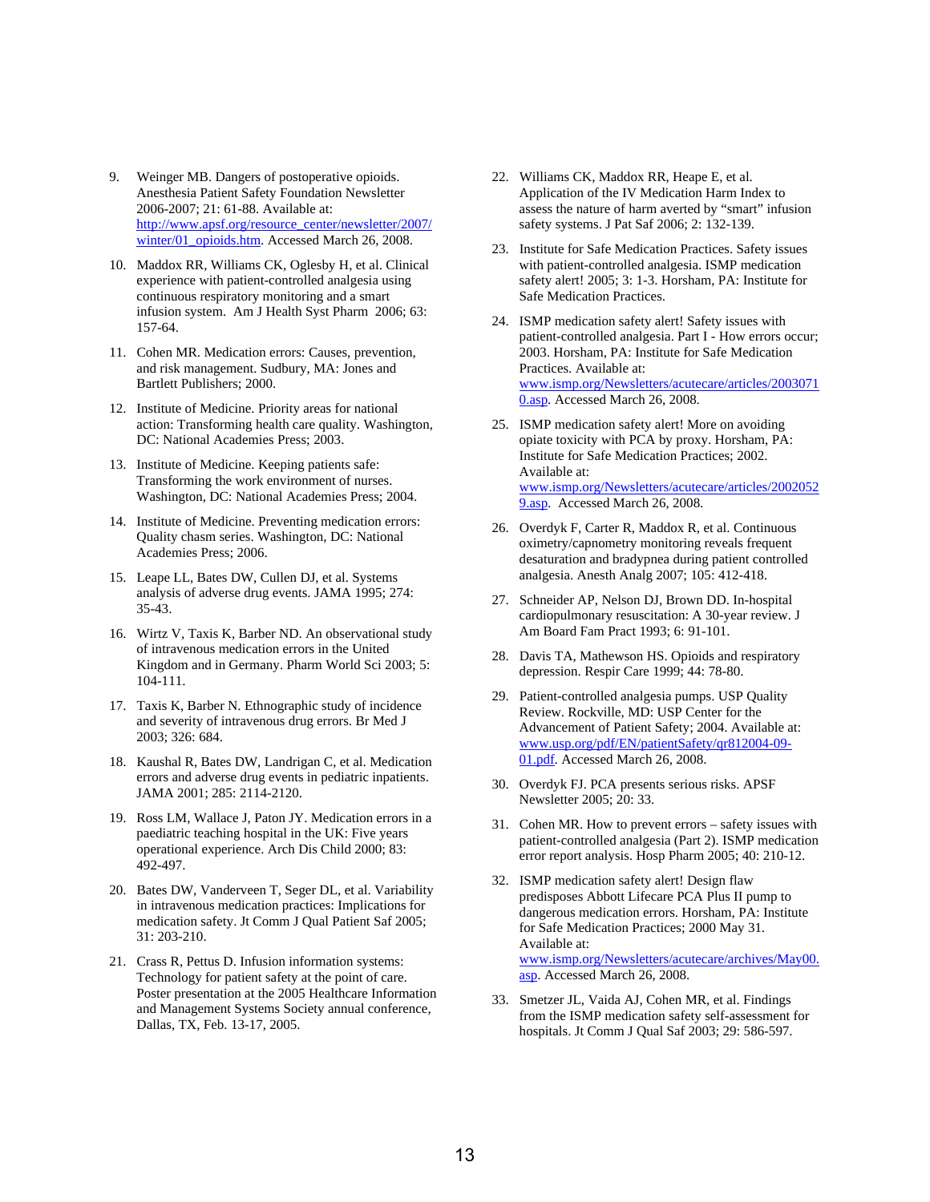9. Weinger MB. Dangers of postoperative opioids. Anesthesia Patient Safety Foundation Newsletter 2006-2007; 21: 61-88. Available at: http://www.apsf.org/resource_center/newsletter/2007/winter/01_opioids.htm. Accessed March 26, 2008.

10. Maddox RR, Williams CK, Oglesby H, et al. Clinical experience with patient-controlled analgesia using continuous respiratory monitoring and a smart infusion system. Am J Health Syst Pharm 2006; 63: 157-64.

11. Cohen MR. Medication errors: Causes, prevention, and risk management. Sudbury, MA: Jones and Bartlett Publishers; 2000.

12. Institute of Medicine. Priority areas for national action: Transforming health care quality. Washington, DC: National Academies Press; 2003.

13. Institute of Medicine. Keeping patients safe: Transforming the work environment of nurses. Washington, DC: National Academies Press; 2004.

14. Institute of Medicine. Preventing medication errors: Quality chasm series. Washington, DC: National Academies Press; 2006.

15. Leape LL, Bates DW, Cullen DJ, et al. Systems analysis of adverse drug events. JAMA 1995; 274: 35-43.

16. Wirtz V, Taxis K, Barber ND. An observational study of intravenous medication errors in the United Kingdom and in Germany. Pharm World Sci 2003; 5: 104-111.

17. Taxis K, Barber N. Ethnographic study of incidence and severity of intravenous drug errors. Br Med J 2003; 326: 684.

18. Kaushal R, Bates DW, Landrigan C, et al. Medication errors and adverse drug events in pediatric inpatients. JAMA 2001; 285: 2114-2120.

19. Ross LM, Wallace J, Paton JY. Medication errors in a paediatric teaching hospital in the UK: Five years operational experience. Arch Dis Child 2000; 83: 492-497.

20. Bates DW, Vanderveen T, Seger DL, et al. Variability in intravenous medication practices: Implications for medication safety. Jt Comm J Qual Patient Saf 2005; 31: 203-210.

21. Crass R, Pettus D. Infusion information systems: Technology for patient safety at the point of care. Poster presentation at the 2005 Healthcare Information and Management Systems Society annual conference, Dallas, TX, Feb. 13-17, 2005.

22. Williams CK, Maddox RR, Heape E, et al. Application of the IV Medication Harm Index to assess the nature of harm averted by "smart" infusion safety systems. J Pat Saf 2006; 2: 132-139.

23. Institute for Safe Medication Practices. Safety issues with patient-controlled analgesia. ISMP medication safety alert! 2005; 3: 1-3. Horsham, PA: Institute for Safe Medication Practices.

24. ISMP medication safety alert! Safety issues with patient-controlled analgesia. Part I - How errors occur; 2003. Horsham, PA: Institute for Safe Medication Practices. Available at: www.ismp.org/Newsletters/acutecare/articles/20030710.asp. Accessed March 26, 2008.

25. ISMP medication safety alert! More on avoiding opiate toxicity with PCA by proxy. Horsham, PA: Institute for Safe Medication Practices; 2002. Available at: www.ismp.org/Newsletters/acutecare/articles/20020529.asp. Accessed March 26, 2008.

26. Overdyk F, Carter R, Maddox R, et al. Continuous oximetry/capnometry monitoring reveals frequent desaturation and bradypnea during patient controlled analgesia. Anesth Analg 2007; 105: 412-418.

27. Schneider AP, Nelson DJ, Brown DD. In-hospital cardiopulmonary resuscitation: A 30-year review. J Am Board Fam Pract 1993; 6: 91-101.

28. Davis TA, Mathewson HS. Opioids and respiratory depression. Respir Care 1999; 44: 78-80.

29. Patient-controlled analgesia pumps. USP Quality Review. Rockville, MD: USP Center for the Advancement of Patient Safety; 2004. Available at: www.usp.org/pdf/EN/patientSafety/qr812004-09-01.pdf. Accessed March 26, 2008.

30. Overdyk FJ. PCA presents serious risks. APSF Newsletter 2005; 20: 33.

31. Cohen MR. How to prevent errors – safety issues with patient-controlled analgesia (Part 2). ISMP medication error report analysis. Hosp Pharm 2005; 40: 210-12.

32. ISMP medication safety alert! Design flaw predisposes Abbott Lifecare PCA Plus II pump to dangerous medication errors. Horsham, PA: Institute for Safe Medication Practices; 2000 May 31. Available at: www.ismp.org/Newsletters/acutecare/archives/May00.asp. Accessed March 26, 2008.

33. Smetzer JL, Vaida AJ, Cohen MR, et al. Findings from the ISMP medication safety self-assessment for hospitals. Jt Comm J Qual Saf 2003; 29: 586-597.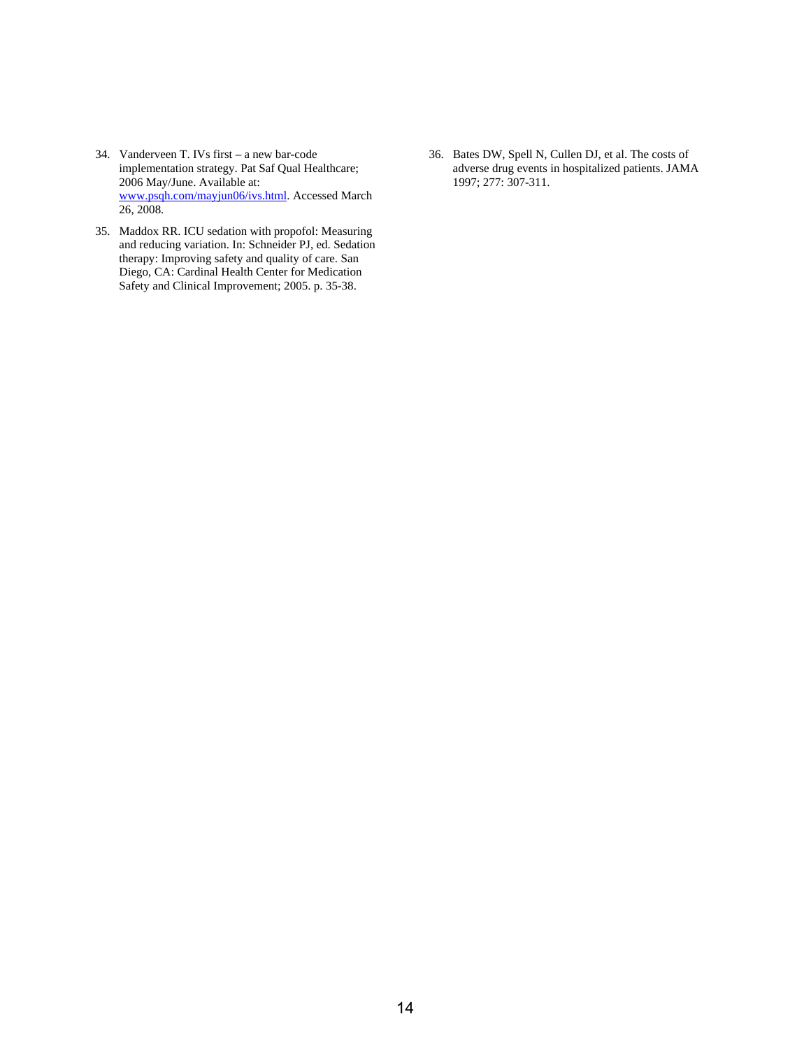34. Vanderveen T. IVs first – a new bar-code implementation strategy. Pat Saf Qual Healthcare; 2006 May/June. Available at: [www.psqh.com/mayjun06/ivs.html](www.psqh.com/mayjun06/ivs.html). Accessed March 26, 2008.

35. Maddox RR. ICU sedation with propofol: Measuring and reducing variation. In: Schneider PJ, ed. Sedation therapy: Improving safety and quality of care. San Diego, CA: Cardinal Health Center for Medication Safety and Clinical Improvement; 2005. p. 35-38.

36. Bates DW, Spell N, Cullen DJ, et al. The costs of adverse drug events in hospitalized patients. JAMA 1997; 277: 307-311.